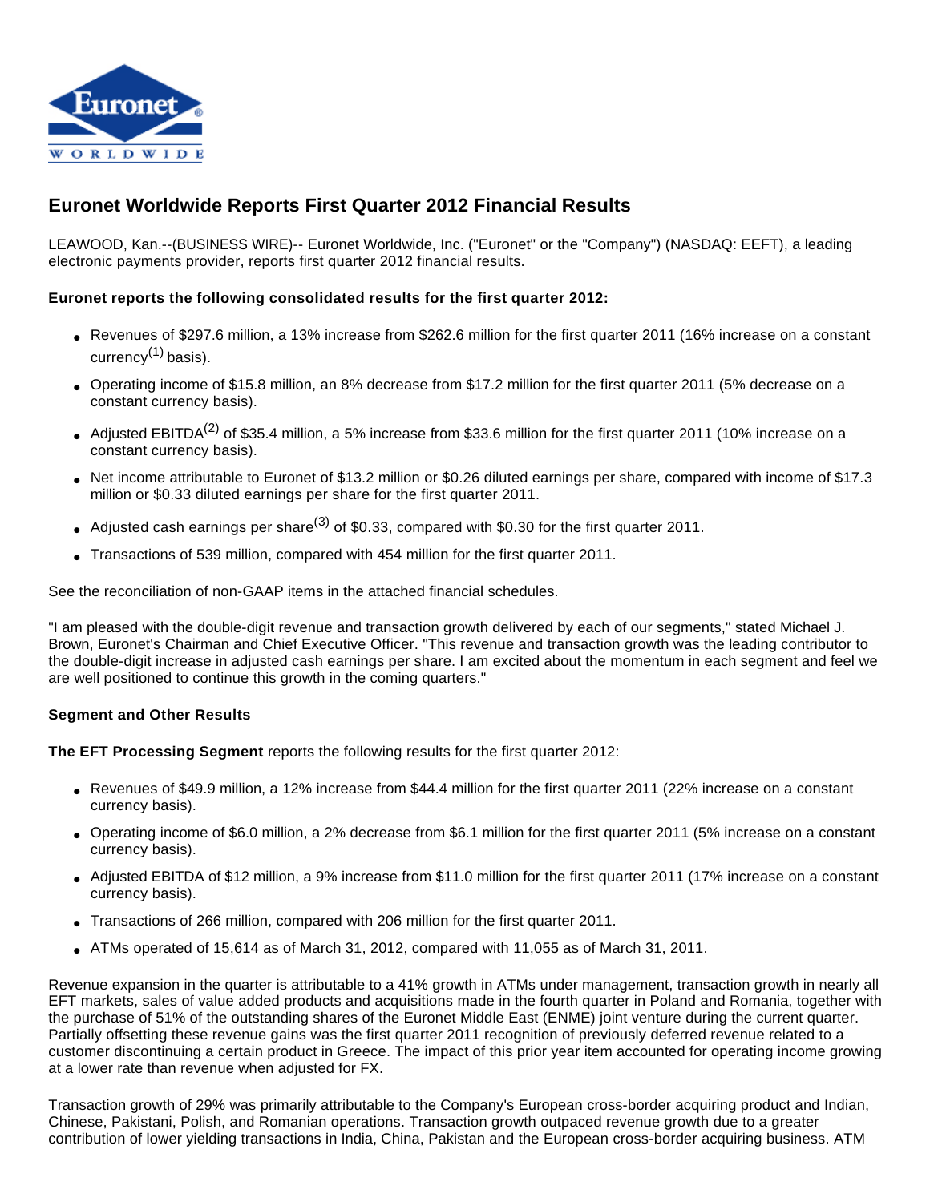# Euronet Worldwide Reports First Quarter 2012 Financial Results

LEAWOOD, Kan.--(BUSINESS WIRE)-- Euronet Worldwide, Inc. ("Euronet" or the "Company") (NASDAQ: EEFT), a leading electronic payments provider, reports first quarter 2012 financial results.

**Euronet reports the following consolidated results for the first quarter 2012:**

- Revenues of $297.6 million, a 13% increase from $262.6 million for the first quarter 2011 (16% increase on a constant currency[1] basis).
- Operating income of $15.8 million, an 8% decrease from $17.2 million for the first quarter 2011 (5% decrease on a constant currency basis).
- Adjusted EBITDA[2] of $35.4 million, a 5% increase from $33.6 million for the first quarter 2011 (10% increase on a constant currency basis).
- Net income attributable to Euronet of $13.2 million or $0.26 diluted earnings per share, compared with income of $17.3 million or $0.33 diluted earnings per share for the first quarter 2011.
- Adjusted cash earnings per share[3] of $0.33, compared with $0.30 for the first quarter 2011.
- Transactions of 539 million, compared with 454 million for the first quarter 2011.

See the reconciliation of non-GAAP items in the attached financial schedules.

"I am pleased with the double-digit revenue and transaction growth delivered by each of our segments," stated Michael J. Brown, Euronet's Chairman and Chief Executive Officer. "This revenue and transaction growth was the leading contributor to the double-digit increase in adjusted cash earnings per share. I am excited about the momentum in each segment and feel we are well positioned to continue this growth in the coming quarters."

**Segment and Other Results**

**The EFT Processing Segment** reports the following results for the first quarter 2012:

- Revenues of $49.9 million, a 12% increase from $44.4 million for the first quarter 2011 (22% increase on a constant currency basis).
- Operating income of $6.0 million, a 2% decrease from $6.1 million for the first quarter 2011 (5% increase on a constant currency basis).
- Adjusted EBITDA of $12 million, a 9% increase from $11.0 million for the first quarter 2011 (17% increase on a constant currency basis).
- Transactions of 266 million, compared with 206 million for the first quarter 2011.
- ATMs operated of 15,614 as of March 31, 2012, compared with 11,055 as of March 31, 2011.

Revenue expansion in the quarter is attributable to a 41% growth in ATMs under management, transaction growth in nearly all EFT markets, sales of value added products and acquisitions made in the fourth quarter in Poland and Romania, together with the purchase of 51% of the outstanding shares of the Euronet Middle East (ENME) joint venture during the current quarter. Partially offsetting these revenue gains was the first quarter 2011 recognition of previously deferred revenue related to a customer discontinuing a certain product in Greece. The impact of this prior year item accounted for operating income growing at a lower rate than revenue when adjusted for FX.

Transaction growth of 29% was primarily attributable to the Company's European cross-border acquiring product and Indian, Chinese, Pakistani, Polish, and Romanian operations. Transaction growth outpaced revenue growth due to a greater contribution of lower yielding transactions in India, China, Pakistan and the European cross-border acquiring business. ATM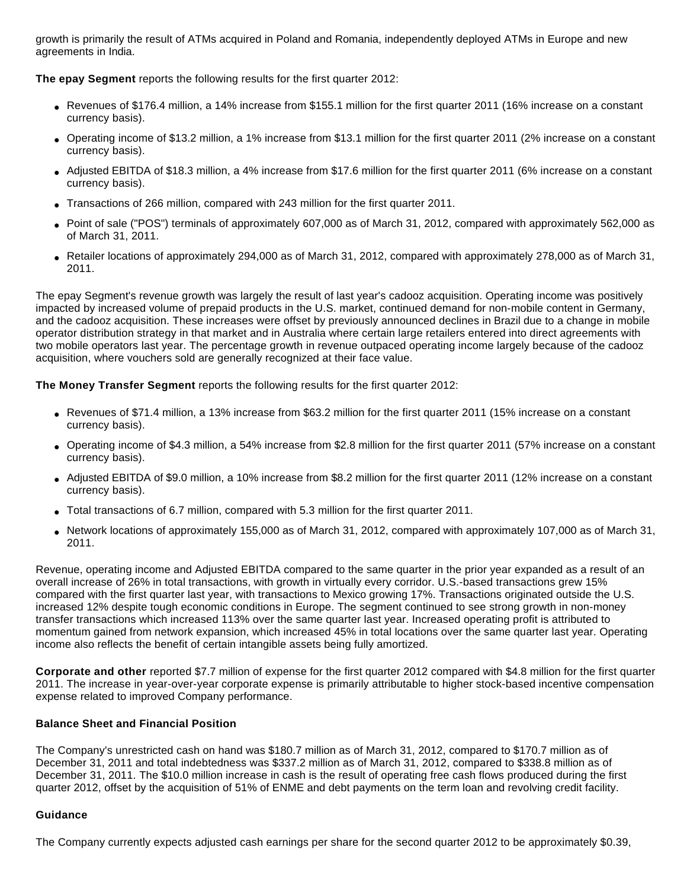growth is primarily the result of ATMs acquired in Poland and Romania, independently deployed ATMs in Europe and new agreements in India.

**The epay Segment** reports the following results for the first quarter 2012:

- Revenues of $176.4 million, a 14% increase from $155.1 million for the first quarter 2011 (16% increase on a constant currency basis).
- Operating income of $13.2 million, a 1% increase from $13.1 million for the first quarter 2011 (2% increase on a constant currency basis).
- Adjusted EBITDA of $18.3 million, a 4% increase from $17.6 million for the first quarter 2011 (6% increase on a constant currency basis).
- Transactions of 266 million, compared with 243 million for the first quarter 2011.
- Point of sale ("POS") terminals of approximately 607,000 as of March 31, 2012, compared with approximately 562,000 as of March 31, 2011.
- Retailer locations of approximately 294,000 as of March 31, 2012, compared with approximately 278,000 as of March 31, 2011.

The epay Segment's revenue growth was largely the result of last year's cadooz acquisition. Operating income was positively impacted by increased volume of prepaid products in the U.S. market, continued demand for non-mobile content in Germany, and the cadooz acquisition. These increases were offset by previously announced declines in Brazil due to a change in mobile operator distribution strategy in that market and in Australia where certain large retailers entered into direct agreements with two mobile operators last year. The percentage growth in revenue outpaced operating income largely because of the cadooz acquisition, where vouchers sold are generally recognized at their face value.

**The Money Transfer Segment** reports the following results for the first quarter 2012:

- Revenues of $71.4 million, a 13% increase from $63.2 million for the first quarter 2011 (15% increase on a constant currency basis).
- Operating income of $4.3 million, a 54% increase from $2.8 million for the first quarter 2011 (57% increase on a constant currency basis).
- Adjusted EBITDA of $9.0 million, a 10% increase from $8.2 million for the first quarter 2011 (12% increase on a constant currency basis).
- Total transactions of 6.7 million, compared with 5.3 million for the first quarter 2011.
- Network locations of approximately 155,000 as of March 31, 2012, compared with approximately 107,000 as of March 31, 2011.

Revenue, operating income and Adjusted EBITDA compared to the same quarter in the prior year expanded as a result of an overall increase of 26% in total transactions, with growth in virtually every corridor. U.S.-based transactions grew 15% compared with the first quarter last year, with transactions to Mexico growing 17%. Transactions originated outside the U.S. increased 12% despite tough economic conditions in Europe. The segment continued to see strong growth in non-money transfer transactions which increased 113% over the same quarter last year. Increased operating profit is attributed to momentum gained from network expansion, which increased 45% in total locations over the same quarter last year. Operating income also reflects the benefit of certain intangible assets being fully amortized.

**Corporate and other** reported $7.7 million of expense for the first quarter 2012 compared with $4.8 million for the first quarter 2011. The increase in year-over-year corporate expense is primarily attributable to higher stock-based incentive compensation expense related to improved Company performance.

**Balance Sheet and Financial Position**

The Company's unrestricted cash on hand was $180.7 million as of March 31, 2012, compared to $170.7 million as of December 31, 2011 and total indebtedness was $337.2 million as of March 31, 2012, compared to $338.8 million as of December 31, 2011. The $10.0 million increase in cash is the result of operating free cash flows produced during the first quarter 2012, offset by the acquisition of 51% of ENME and debt payments on the term loan and revolving credit facility.

**Guidance**

The Company currently expects adjusted cash earnings per share for the second quarter 2012 to be approximately $0.39,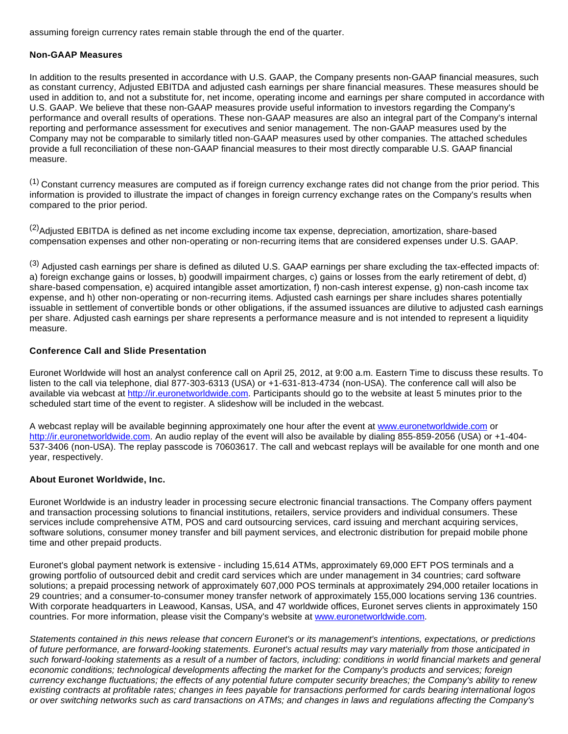assuming foreign currency rates remain stable through the end of the quarter.

**Non-GAAP Measures**

In addition to the results presented in accordance with U.S. GAAP, the Company presents non-GAAP financial measures, such as constant currency, Adjusted EBITDA and adjusted cash earnings per share financial measures. These measures should be used in addition to, and not a substitute for, net income, operating income and earnings per share computed in accordance with U.S. GAAP. We believe that these non-GAAP measures provide useful information to investors regarding the Company's performance and overall results of operations. These non-GAAP measures are also an integral part of the Company's internal reporting and performance assessment for executives and senior management. The non-GAAP measures used by the Company may not be comparable to similarly titled non-GAAP measures used by other companies. The attached schedules provide a full reconciliation of these non-GAAP financial measures to their most directly comparable U.S. GAAP financial measure.

(1) Constant currency measures are computed as if foreign currency exchange rates did not change from the prior period. This information is provided to illustrate the impact of changes in foreign currency exchange rates on the Company's results when compared to the prior period.

(2) Adjusted EBITDA is defined as net income excluding income tax expense, depreciation, amortization, share-based compensation expenses and other non-operating or non-recurring items that are considered expenses under U.S. GAAP.

(3) Adjusted cash earnings per share is defined as diluted U.S. GAAP earnings per share excluding the tax-effected impacts of: a) foreign exchange gains or losses, b) goodwill impairment charges, c) gains or losses from the early retirement of debt, d) share-based compensation, e) acquired intangible asset amortization, f) non-cash interest expense, g) non-cash income tax expense, and h) other non-operating or non-recurring items. Adjusted cash earnings per share includes shares potentially issuable in settlement of convertible bonds or other obligations, if the assumed issuances are dilutive to adjusted cash earnings per share. Adjusted cash earnings per share represents a performance measure and is not intended to represent a liquidity measure.

**Conference Call and Slide Presentation**

Euronet Worldwide will host an analyst conference call on April 25, 2012, at 9:00 a.m. Eastern Time to discuss these results. To listen to the call via telephone, dial 877-303-6313 (USA) or +1-631-813-4734 (non-USA). The conference call will also be available via webcast at http://ir.euronetworldwide.com. Participants should go to the website at least 5 minutes prior to the scheduled start time of the event to register. A slideshow will be included in the webcast.

A webcast replay will be available beginning approximately one hour after the event at www.euronetworldwide.com or http://ir.euronetworldwide.com. An audio replay of the event will also be available by dialing 855-859-2056 (USA) or +1-404-537-3406 (non-USA). The replay passcode is 70603617. The call and webcast replays will be available for one month and one year, respectively.

**About Euronet Worldwide, Inc.**

Euronet Worldwide is an industry leader in processing secure electronic financial transactions. The Company offers payment and transaction processing solutions to financial institutions, retailers, service providers and individual consumers. These services include comprehensive ATM, POS and card outsourcing services, card issuing and merchant acquiring services, software solutions, consumer money transfer and bill payment services, and electronic distribution for prepaid mobile phone time and other prepaid products.

Euronet's global payment network is extensive - including 15,614 ATMs, approximately 69,000 EFT POS terminals and a growing portfolio of outsourced debit and credit card services which are under management in 34 countries; card software solutions; a prepaid processing network of approximately 607,000 POS terminals at approximately 294,000 retailer locations in 29 countries; and a consumer-to-consumer money transfer network of approximately 155,000 locations serving 136 countries. With corporate headquarters in Leawood, Kansas, USA, and 47 worldwide offices, Euronet serves clients in approximately 150 countries. For more information, please visit the Company's website at www.euronetworldwide.com.

*Statements contained in this news release that concern Euronet's or its management's intentions, expectations, or predictions of future performance, are forward-looking statements. Euronet's actual results may vary materially from those anticipated in such forward-looking statements as a result of a number of factors, including: conditions in world financial markets and general economic conditions; technological developments affecting the market for the Company's products and services; foreign currency exchange fluctuations; the effects of any potential future computer security breaches; the Company's ability to renew existing contracts at profitable rates; changes in fees payable for transactions performed for cards bearing international logos or over switching networks such as card transactions on ATMs; and changes in laws and regulations affecting the Company's*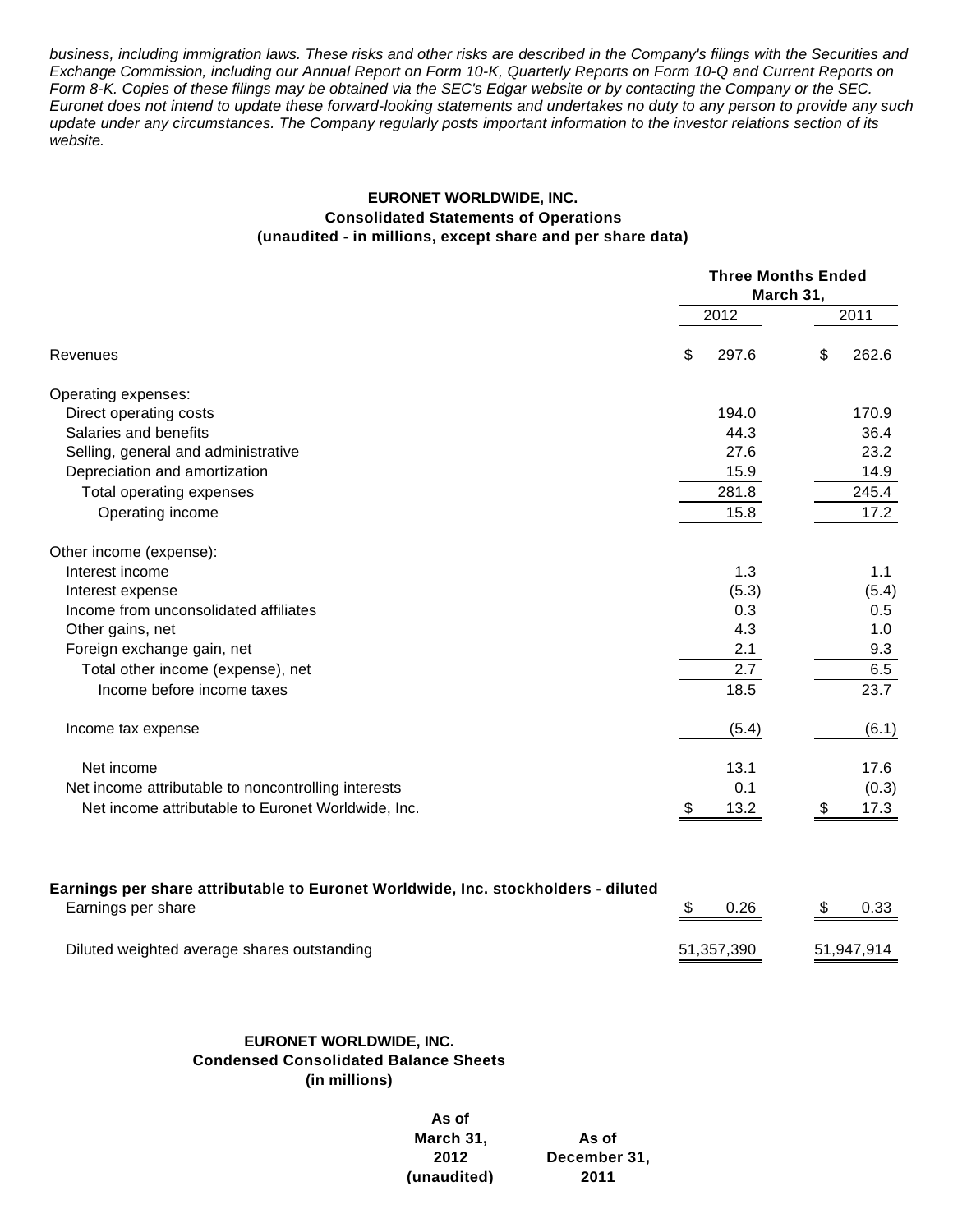*business, including immigration laws. These risks and other risks are described in the Company's filings with the Securities and Exchange Commission, including our Annual Report on Form 10-K, Quarterly Reports on Form 10-Q and Current Reports on Form 8-K. Copies of these filings may be obtained via the SEC's Edgar website or by contacting the Company or the SEC. Euronet does not intend to update these forward-looking statements and undertakes no duty to any person to provide any such update under any circumstances. The Company regularly posts important information to the investor relations section of its website.*

**EURONET WORLDWIDE, INC.**
**Consolidated Statements of Operations**
**(unaudited - in millions, except share and per share data)**

| | Three Months Ended March 31, | |
|---|---|---|
| | 2012 | 2011 |
| Revenues | $ 297.6 | $ 262.6 |
| Operating expenses: | | |
| Direct operating costs | 194.0 | 170.9 |
| Salaries and benefits | 44.3 | 36.4 |
| Selling, general and administrative | 27.6 | 23.2 |
| Depreciation and amortization | 15.9 | 14.9 |
| Total operating expenses | 281.8 | 245.4 |
| Operating income | 15.8 | 17.2 |
| Other income (expense): | | |
| Interest income | 1.3 | 1.1 |
| Interest expense | (5.3) | (5.4) |
| Income from unconsolidated affiliates | 0.3 | 0.5 |
| Other gains, net | 4.3 | 1.0 |
| Foreign exchange gain, net | 2.1 | 9.3 |
| Total other income (expense), net | 2.7 | 6.5 |
| Income before income taxes | 18.5 | 23.7 |
| Income tax expense | (5.4) | (6.1) |
| Net income | 13.1 | 17.6 |
| Net income attributable to noncontrolling interests | 0.1 | (0.3) |
| Net income attributable to Euronet Worldwide, Inc. | $ 13.2 | $ 17.3 |
| **Earnings per share attributable to Euronet Worldwide, Inc. stockholders - diluted** | | |
| Earnings per share | $ 0.26 | $ 0.33 |
| Diluted weighted average shares outstanding | 51,357,390 | 51,947,914 |

**EURONET WORLDWIDE, INC.**
**Condensed Consolidated Balance Sheets**
**(in millions)**

| | As of March 31, 2012 (unaudited) | As of December 31, 2011 |
|---|---|---|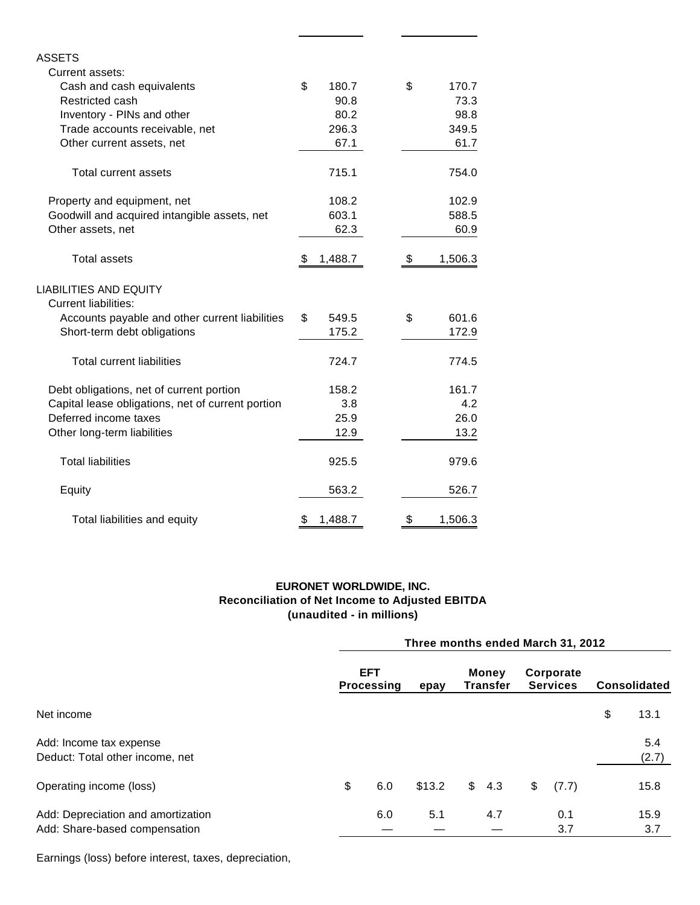| | | |
|---|---|---|
| ASSETS | | |
| Current assets: | | |
| Cash and cash equivalents | $ 180.7 | $ 170.7 |
| Restricted cash | 90.8 | 73.3 |
| Inventory - PINs and other | 80.2 | 98.8 |
| Trade accounts receivable, net | 296.3 | 349.5 |
| Other current assets, net | 67.1 | 61.7 |
| Total current assets | 715.1 | 754.0 |
| Property and equipment, net | 108.2 | 102.9 |
| Goodwill and acquired intangible assets, net | 603.1 | 588.5 |
| Other assets, net | 62.3 | 60.9 |
| Total assets | $ 1,488.7 | $ 1,506.3 |
| LIABILITIES AND EQUITY | | |
| Current liabilities: | | |
| Accounts payable and other current liabilities | $ 549.5 | $ 601.6 |
| Short-term debt obligations | 175.2 | 172.9 |
| Total current liabilities | 724.7 | 774.5 |
| Debt obligations, net of current portion | 158.2 | 161.7 |
| Capital lease obligations, net of current portion | 3.8 | 4.2 |
| Deferred income taxes | 25.9 | 26.0 |
| Other long-term liabilities | 12.9 | 13.2 |
| Total liabilities | 925.5 | 979.6 |
| Equity | 563.2 | 526.7 |
| Total liabilities and equity | $ 1,488.7 | $ 1,506.3 |

**EURONET WORLDWIDE, INC.**
**Reconciliation of Net Income to Adjusted EBITDA**
**(unaudited - in millions)**

| | Three months ended March 31, 2012 | | | | |
|---|---|---|---|---|---|
| | EFT Processing | epay | Money Transfer | Corporate Services | Consolidated |
| Net income | | | | | $ 13.1 |
| Add: Income tax expense | | | | | 5.4 |
| Deduct: Total other income, net | | | | | (2.7) |
| Operating income (loss) | $ 6.0 | $13.2 | $ 4.3 | $ (7.7) | 15.8 |
| Add: Depreciation and amortization | 6.0 | 5.1 | 4.7 | 0.1 | 15.9 |
| Add: Share-based compensation | — | — | — | 3.7 | 3.7 |

Earnings (loss) before interest, taxes, depreciation,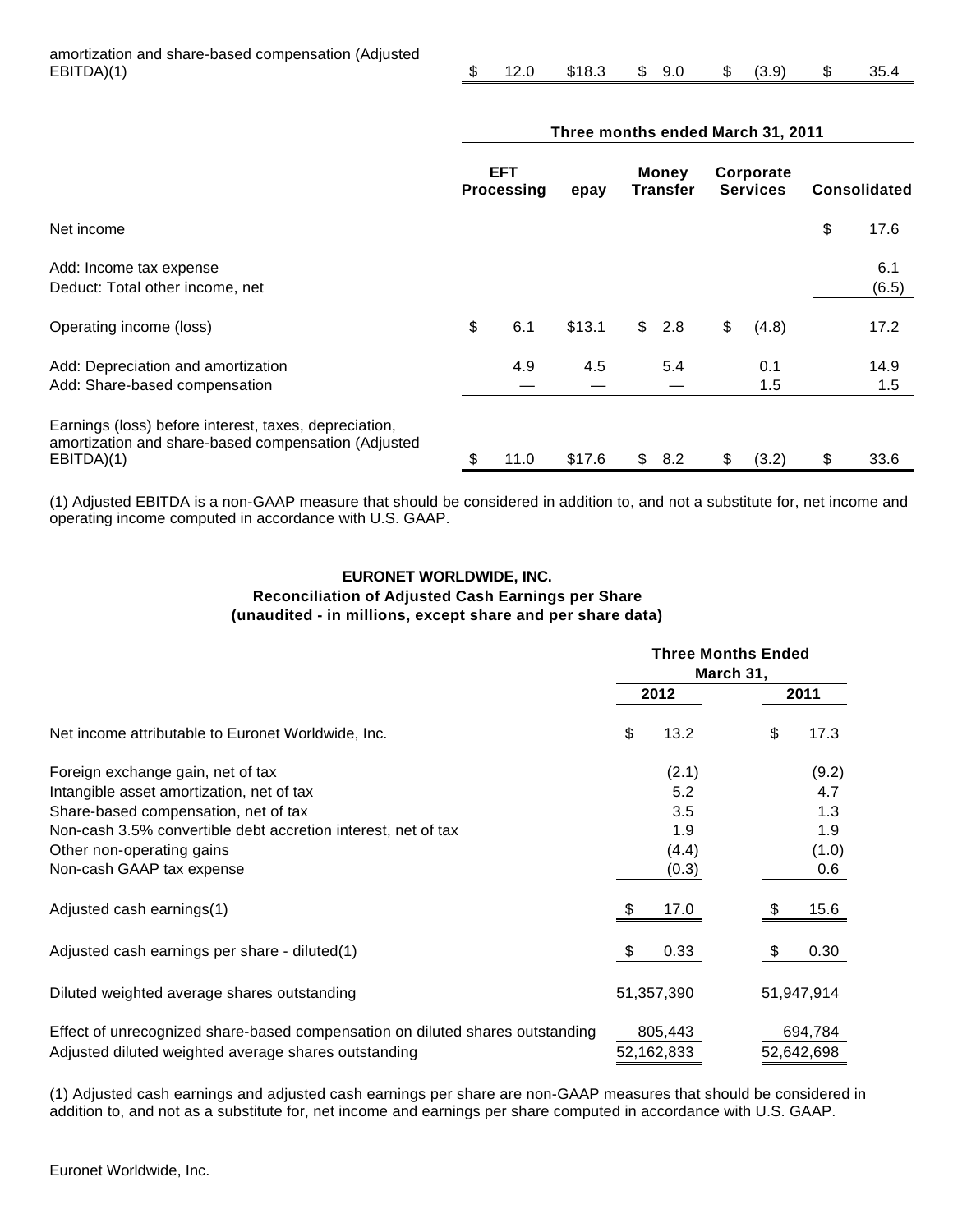| | | | | | |
|---|---|---|---|---|---|
| amortization and share-based compensation (Adjusted EBITDA)(1) | $ 12.0 | $18.3 | $ 9.0 | $ (3.9) | $ 35.4 |

| | Three months ended March 31, 2011 | | | | |
|---|---|---|---|---|---|
| | EFT Processing | epay | Money Transfer | Corporate Services | Consolidated |
| Net income | | | | | $ 17.6 |
| Add: Income tax expense | | | | | 6.1 |
| Deduct: Total other income, net | | | | | (6.5) |
| Operating income (loss) | $ 6.1 | $13.1 | $ 2.8 | $ (4.8) | 17.2 |
| Add: Depreciation and amortization | 4.9 | 4.5 | 5.4 | 0.1 | 14.9 |
| Add: Share-based compensation | — | — | — | 1.5 | 1.5 |
| Earnings (loss) before interest, taxes, depreciation, amortization and share-based compensation (Adjusted EBITDA)(1) | $ 11.0 | $17.6 | $ 8.2 | $ (3.2) | $ 33.6 |

(1) Adjusted EBITDA is a non-GAAP measure that should be considered in addition to, and not a substitute for, net income and operating income computed in accordance with U.S. GAAP.

**EURONET WORLDWIDE, INC.**
**Reconciliation of Adjusted Cash Earnings per Share**
**(unaudited - in millions, except share and per share data)**

| | Three Months Ended March 31, | |
|---|---|---|
| | 2012 | 2011 |
| Net income attributable to Euronet Worldwide, Inc. | $ 13.2 | $ 17.3 |
| Foreign exchange gain, net of tax | (2.1) | (9.2) |
| Intangible asset amortization, net of tax | 5.2 | 4.7 |
| Share-based compensation, net of tax | 3.5 | 1.3 |
| Non-cash 3.5% convertible debt accretion interest, net of tax | 1.9 | 1.9 |
| Other non-operating gains | (4.4) | (1.0) |
| Non-cash GAAP tax expense | (0.3) | 0.6 |
| Adjusted cash earnings(1) | $ 17.0 | $ 15.6 |
| Adjusted cash earnings per share - diluted(1) | $ 0.33 | $ 0.30 |
| Diluted weighted average shares outstanding | 51,357,390 | 51,947,914 |
| Effect of unrecognized share-based compensation on diluted shares outstanding | 805,443 | 694,784 |
| Adjusted diluted weighted average shares outstanding | 52,162,833 | 52,642,698 |

(1) Adjusted cash earnings and adjusted cash earnings per share are non-GAAP measures that should be considered in addition to, and not as a substitute for, net income and earnings per share computed in accordance with U.S. GAAP.

Euronet Worldwide, Inc.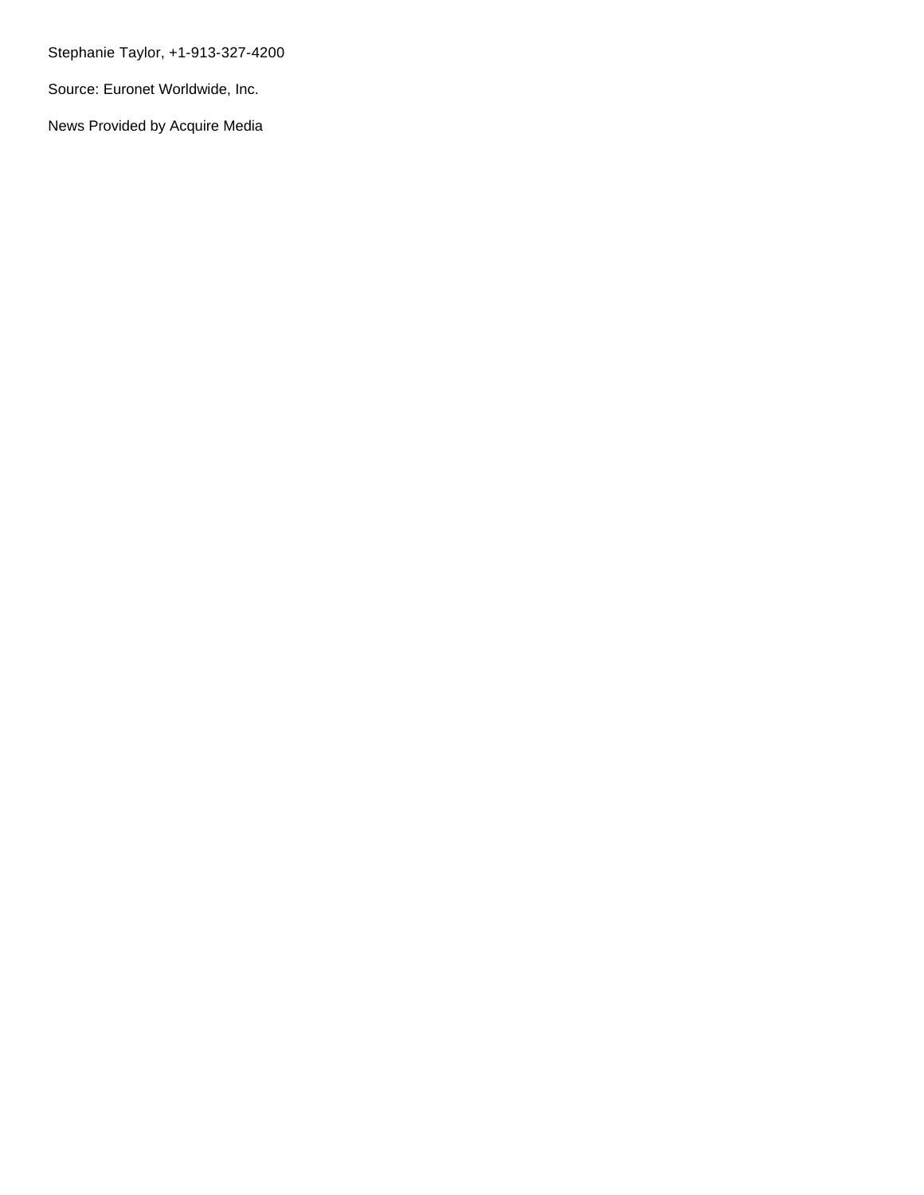Stephanie Taylor, +1-913-327-4200

Source: Euronet Worldwide, Inc.

News Provided by Acquire Media